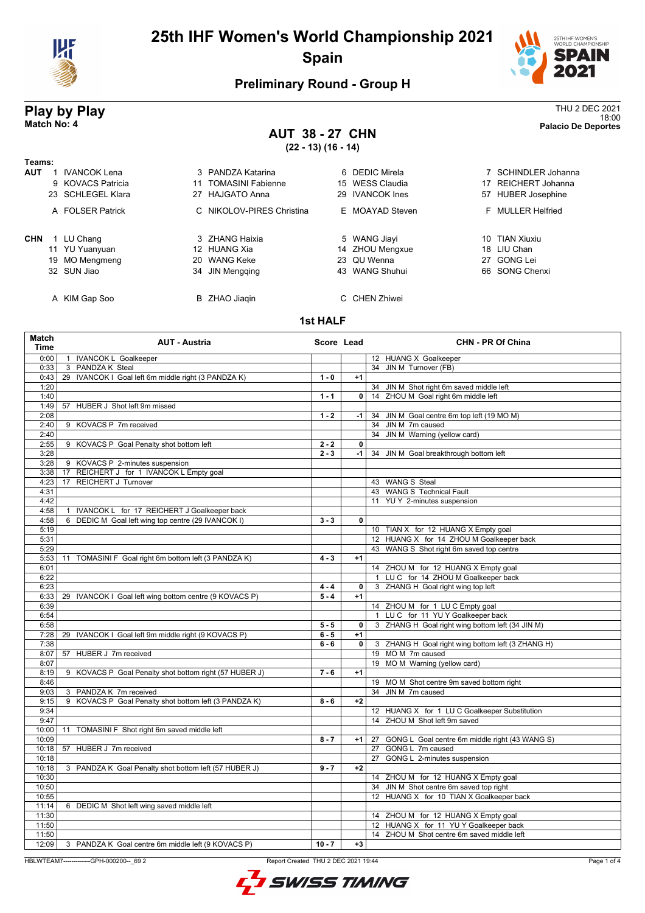# 25th IHF Women's World Championship 2021

## Spain

### Preliminary Round - Group H

**Play by Play**
**Match No: 4**

THU 2 DEC 2021
18:00
**Palacio De Deportes**

## AUT 38 - 27 CHN

**(22 - 13) (16 - 14)**

**Teams:**

**AUT**

| | | | |
|---|---|---|---|
| 1 IVANCOK Lena | 3 PANDZA Katarina | 6 DEDIC Mirela | 7 SCHINDLER Johanna |
| 9 KOVACS Patricia | 11 TOMASINI Fabienne | 15 WESS Claudia | 17 REICHERT Johanna |
| 23 SCHLEGEL Klara | 27 HAJGATO Anna | 29 IVANCOK Ines | 57 HUBER Josephine |
| A FOLSER Patrick | C NIKOLOV-PIRES Christina | E MOAYAD Steven | F MULLER Helfried |

**CHN**

| | | | |
|---|---|---|---|
| 1 LU Chang | 3 ZHANG Haixia | 5 WANG Jiayi | 10 TIAN Xiuxiu |
| 11 YU Yuanyuan | 12 HUANG Xia | 14 ZHOU Mengxue | 18 LIU Chan |
| 19 MO Mengmeng | 20 WANG Keke | 23 QU Wenna | 27 GONG Lei |
| 32 SUN Jiao | 34 JIN Mengqing | 43 WANG Shuhui | 66 SONG Chenxi |
| A KIM Gap Soo | B ZHAO Jiaqin | C CHEN Zhiwei | |

### 1st HALF

| Match Time | AUT - Austria | Score | Lead | CHN - PR Of China |
|---|---|---|---|---|
| 0:00 | 1 IVANCOK L Goalkeeper | | | 12 HUANG X Goalkeeper |
| 0:33 | 3 PANDZA K Steal | | | 34 JIN M Turnover (FB) |
| 0:43 | 29 IVANCOK I Goal left 6m middle right (3 PANDZA K) | 1 - 0 | +1 | |
| 1:20 | | | | 34 JIN M Shot right 6m saved middle left |
| 1:40 | | 1 - 1 | 0 | 14 ZHOU M Goal right 6m middle left |
| 1:49 | 57 HUBER J Shot left 9m missed | | | |
| 2:08 | | 1 - 2 | -1 | 34 JIN M Goal centre 6m top left (19 MO M) |
| 2:40 | 9 KOVACS P 7m received | | | 34 JIN M 7m caused |
| 2:40 | | | | 34 JIN M Warning (yellow card) |
| 2:55 | 9 KOVACS P Goal Penalty shot bottom left | 2 - 2 | 0 | |
| 3:28 | | 2 - 3 | -1 | 34 JIN M Goal breakthrough bottom left |
| 3:28 | 9 KOVACS P 2-minutes suspension | | | |
| 3:38 | 17 REICHERT J for 1 IVANCOK L Empty goal | | | |
| 4:23 | 17 REICHERT J Turnover | | | 43 WANG S Steal |
| 4:31 | | | | 43 WANG S Technical Fault |
| 4:42 | | | | 11 YU Y 2-minutes suspension |
| 4:58 | 1 IVANCOK L for 17 REICHERT J Goalkeeper back | | | |
| 4:58 | 6 DEDIC M Goal left wing top centre (29 IVANCOK I) | 3 - 3 | 0 | |
| 5:19 | | | | 10 TIAN X for 12 HUANG X Empty goal |
| 5:31 | | | | 12 HUANG X for 14 ZHOU M Goalkeeper back |
| 5:29 | | | | 43 WANG S Shot right 6m saved top centre |
| 5:53 | 11 TOMASINI F Goal right 6m bottom left (3 PANDZA K) | 4 - 3 | +1 | |
| 6:01 | | | | 14 ZHOU M for 12 HUANG X Empty goal |
| 6:22 | | | | 1 LU C for 14 ZHOU M Goalkeeper back |
| 6:23 | | 4 - 4 | 0 | 3 ZHANG H Goal right wing top left |
| 6:33 | 29 IVANCOK I Goal left wing bottom centre (9 KOVACS P) | 5 - 4 | +1 | |
| 6:39 | | | | 14 ZHOU M for 1 LU C Empty goal |
| 6:54 | | | | 1 LU C for 11 YU Y Goalkeeper back |
| 6:58 | | 5 - 5 | 0 | 3 ZHANG H Goal right wing bottom left (34 JIN M) |
| 7:28 | 29 IVANCOK I Goal left 9m middle right (9 KOVACS P) | 6 - 5 | +1 | |
| 7:38 | | 6 - 6 | 0 | 3 ZHANG H Goal right wing bottom left (3 ZHANG H) |
| 8:07 | 57 HUBER J 7m received | | | 19 MO M 7m caused |
| 8:07 | | | | 19 MO M Warning (yellow card) |
| 8:19 | 9 KOVACS P Goal Penalty shot bottom right (57 HUBER J) | 7 - 6 | +1 | |
| 8:46 | | | | 19 MO M Shot centre 9m saved bottom right |
| 9:03 | 3 PANDZA K 7m received | | | 34 JIN M 7m caused |
| 9:15 | 9 KOVACS P Goal Penalty shot bottom left (3 PANDZA K) | 8 - 6 | +2 | |
| 9:34 | | | | 12 HUANG X for 1 LU C Goalkeeper Substitution |
| 9:47 | | | | 14 ZHOU M Shot left 9m saved |
| 10:00 | 11 TOMASINI F Shot right 6m saved middle left | | | |
| 10:09 | | 8 - 7 | +1 | 27 GONG L Goal centre 6m middle right (43 WANG S) |
| 10:18 | 57 HUBER J 7m received | | | 27 GONG L 7m caused |
| 10:18 | | | | 27 GONG L 2-minutes suspension |
| 10:18 | 3 PANDZA K Goal Penalty shot bottom left (57 HUBER J) | 9 - 7 | +2 | |
| 10:30 | | | | 14 ZHOU M for 12 HUANG X Empty goal |
| 10:50 | | | | 34 JIN M Shot centre 6m saved top right |
| 10:55 | | | | 12 HUANG X for 10 TIAN X Goalkeeper back |
| 11:14 | 6 DEDIC M Shot left wing saved middle left | | | |
| 11:30 | | | | 14 ZHOU M for 12 HUANG X Empty goal |
| 11:50 | | | | 12 HUANG X for 11 YU Y Goalkeeper back |
| 11:50 | | | | 14 ZHOU M Shot centre 6m saved middle left |
| 12:09 | 3 PANDZA K Goal centre 6m middle left (9 KOVACS P) | 10 - 7 | +3 | |

HBLWTEAM7-------------GPH-000200--_69 2 Report Created THU 2 DEC 2021 19:44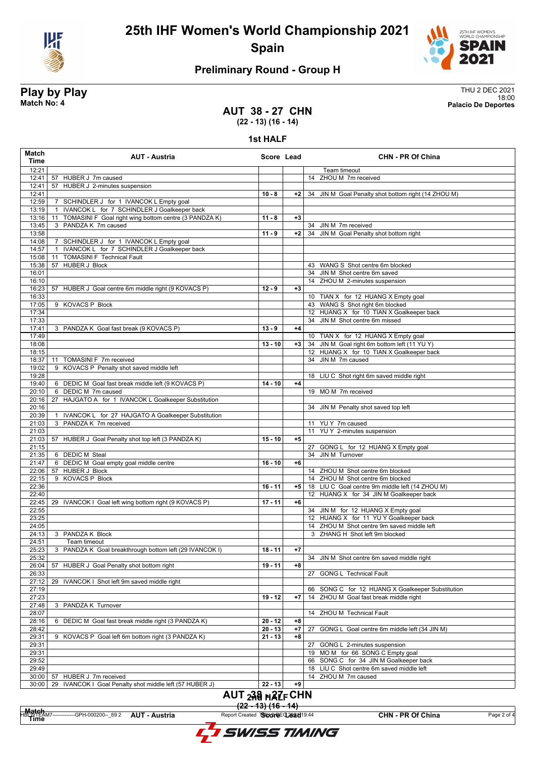# 25th IHF Women's World Championship 2021

**Spain**

## Preliminary Round - Group H

**Play by Play**
**Match No: 4**

THU 2 DEC 2021
18:00
**Palacio De Deportes**

### AUT 38 - 27 CHN
**(22 - 13) (16 - 14)**

### 1st HALF

| Match Time | AUT - Austria | Score | Lead | CHN - PR Of China |
|---|---|---|---|---|
| 12:21 | | | | Team timeout |
| 12:41 | 57 HUBER J 7m caused | | | 14 ZHOU M 7m received |
| 12:41 | 57 HUBER J 2-minutes suspension | | | |
| 12:41 | | 10 - 8 | +2 | 34 JIN M Goal Penalty shot bottom right (14 ZHOU M) |
| 12:59 | 7 SCHINDLER J for 1 IVANCOK L Empty goal | | | |
| 13:19 | 1 IVANCOK L for 7 SCHINDLER J Goalkeeper back | | | |
| 13:16 | 11 TOMASINI F Goal right wing bottom centre (3 PANDZA K) | 11 - 8 | +3 | |
| 13:45 | 3 PANDZA K 7m caused | | | 34 JIN M 7m received |
| 13:58 | | 11 - 9 | +2 | 34 JIN M Goal Penalty shot bottom right |
| 14:08 | 7 SCHINDLER J for 1 IVANCOK L Empty goal | | | |
| 14:57 | 1 IVANCOK L for 7 SCHINDLER J Goalkeeper back | | | |
| 15:08 | 11 TOMASINI F Technical Fault | | | |
| 15:38 | 57 HUBER J Block | | | 43 WANG S Shot centre 6m blocked |
| 16:01 | | | | 34 JIN M Shot centre 6m saved |
| 16:10 | | | | 14 ZHOU M 2-minutes suspension |
| 16:23 | 57 HUBER J Goal centre 6m middle right (9 KOVACS P) | 12 - 9 | +3 | |
| 16:33 | | | | 10 TIAN X for 12 HUANG X Empty goal |
| 17:05 | 9 KOVACS P Block | | | 43 WANG S Shot right 6m blocked |
| 17:34 | | | | 12 HUANG X for 10 TIAN X Goalkeeper back |
| 17:33 | | | | 34 JIN M Shot centre 6m missed |
| 17:41 | 3 PANDZA K Goal fast break (9 KOVACS P) | 13 - 9 | +4 | |
| 17:49 | | | | 10 TIAN X for 12 HUANG X Empty goal |
| 18:08 | | 13 - 10 | +3 | 34 JIN M Goal right 6m bottom left (11 YU Y) |
| 18:15 | | | | 12 HUANG X for 10 TIAN X Goalkeeper back |
| 18:37 | 11 TOMASINI F 7m received | | | 34 JIN M 7m caused |
| 19:02 | 9 KOVACS P Penalty shot saved middle left | | | |
| 19:28 | | | | 18 LIU C Shot right 6m saved middle right |
| 19:40 | 6 DEDIC M Goal fast break middle left (9 KOVACS P) | 14 - 10 | +4 | |
| 20:10 | 6 DEDIC M 7m caused | | | 19 MO M 7m received |
| 20:16 | 27 HAJGATO A for 1 IVANCOK L Goalkeeper Substitution | | | |
| 20:16 | | | | 34 JIN M Penalty shot saved top left |
| 20:39 | 1 IVANCOK L for 27 HAJGATO A Goalkeeper Substitution | | | |
| 21:03 | 3 PANDZA K 7m received | | | 11 YU Y 7m caused |
| 21:03 | | | | 11 YU Y 2-minutes suspension |
| 21:03 | 57 HUBER J Goal Penalty shot top left (3 PANDZA K) | 15 - 10 | +5 | |
| 21:15 | | | | 27 GONG L for 12 HUANG X Empty goal |
| 21:35 | 6 DEDIC M Steal | | | 34 JIN M Turnover |
| 21:47 | 6 DEDIC M Goal empty goal middle centre | 16 - 10 | +6 | |
| 22:06 | 57 HUBER J Block | | | 14 ZHOU M Shot centre 6m blocked |
| 22:15 | 9 KOVACS P Block | | | 14 ZHOU M Shot centre 6m blocked |
| 22:36 | | 16 - 11 | +5 | 18 LIU C Goal centre 9m middle left (14 ZHOU M) |
| 22:40 | | | | 12 HUANG X for 34 JIN M Goalkeeper back |
| 22:45 | 29 IVANCOK I Goal left wing bottom right (9 KOVACS P) | 17 - 11 | +6 | |
| 22:55 | | | | 34 JIN M for 12 HUANG X Empty goal |
| 23:25 | | | | 12 HUANG X for 11 YU Y Goalkeeper back |
| 24:05 | | | | 14 ZHOU M Shot centre 9m saved middle left |
| 24:13 | 3 PANDZA K Block | | | 3 ZHANG H Shot left 9m blocked |
| 24:51 | Team timeout | | | |
| 25:23 | 3 PANDZA K Goal breakthrough bottom left (29 IVANCOK I) | 18 - 11 | +7 | |
| 25:32 | | | | 34 JIN M Shot centre 6m saved middle right |
| 26:04 | 57 HUBER J Goal Penalty shot bottom right | 19 - 11 | +8 | |
| 26:33 | | | | 27 GONG L Technical Fault |
| 27:12 | 29 IVANCOK I Shot left 9m saved middle right | | | |
| 27:19 | | | | 66 SONG C for 12 HUANG X Goalkeeper Substitution |
| 27:23 | | 19 - 12 | +7 | 14 ZHOU M Goal fast break middle right |
| 27:48 | 3 PANDZA K Turnover | | | |
| 28:07 | | | | 14 ZHOU M Technical Fault |
| 28:16 | 6 DEDIC M Goal fast break middle right (3 PANDZA K) | 20 - 12 | +8 | |
| 28:42 | | 20 - 13 | +7 | 27 GONG L Goal centre 6m middle left (34 JIN M) |
| 29:31 | 9 KOVACS P Goal left 6m bottom right (3 PANDZA K) | 21 - 13 | +8 | |
| 29:31 | | | | 27 GONG L 2-minutes suspension |
| 29:31 | | | | 19 MO M for 66 SONG C Empty goal |
| 29:52 | | | | 66 SONG C for 34 JIN M Goalkeeper back |
| 29:49 | | | | 18 LIU C Shot centre 6m saved middle left |
| 30:00 | 57 HUBER J 7m received | | | 14 ZHOU M 7m caused |
| 30:00 | 29 IVANCOK I Goal Penalty shot middle left (57 HUBER J) | 22 - 13 | +9 | |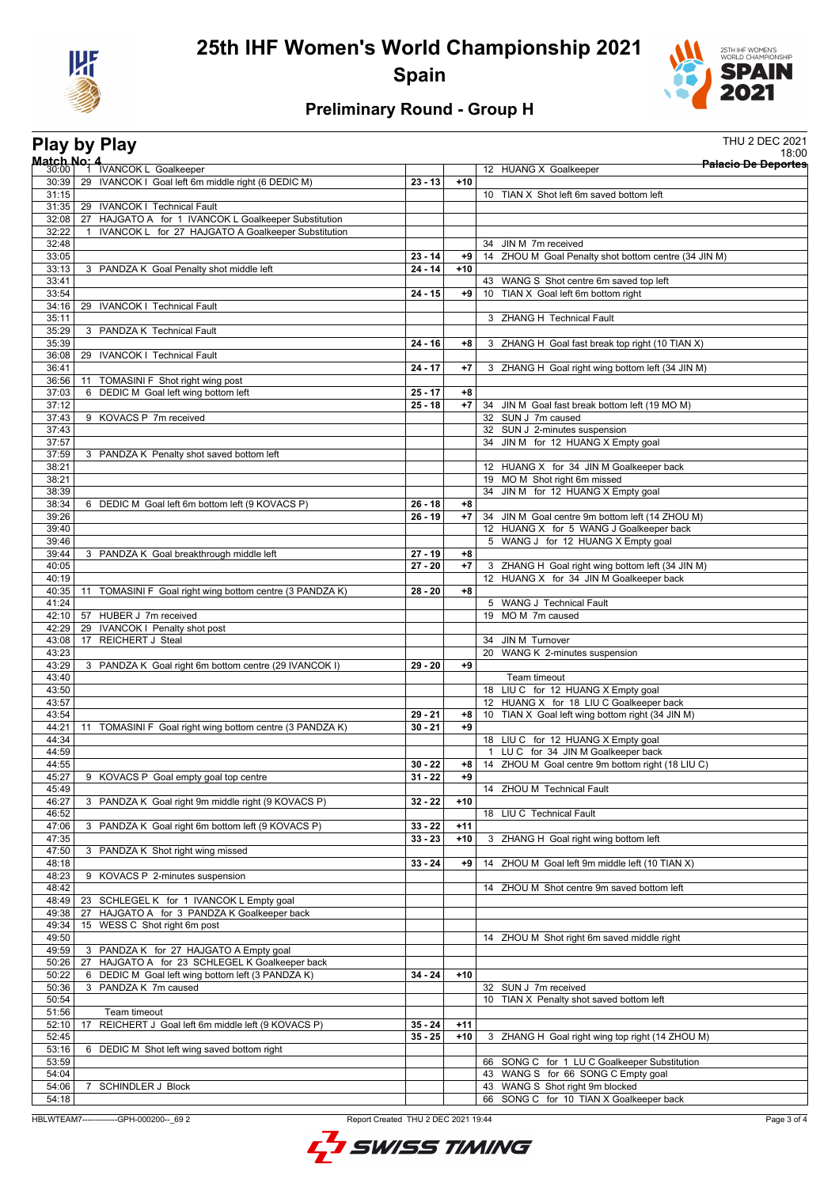# 25th IHF Women's World Championship 2021

**Spain**

## Preliminary Round - Group H

## Play by Play

THU 2 DEC 2021
18:00

**Match No: 4** **Palacio De Deportes**

| Time | Team A | Score | Diff | Team B |
|---|---|---|---|---|
| 30:00 | 1 IVANCOK L Goalkeeper | | | 12 HUANG X Goalkeeper |
| 30:39 | 29 IVANCOK I Goal left 6m middle right (6 DEDIC M) | 23 - 13 | +10 | |
| 31:15 | | | | 10 TIAN X Shot left 6m saved bottom left |
| 31:35 | 29 IVANCOK I Technical Fault | | | |
| 32:08 | 27 HAJGATO A for 1 IVANCOK L Goalkeeper Substitution | | | |
| 32:22 | 1 IVANCOK L for 27 HAJGATO A Goalkeeper Substitution | | | |
| 32:48 | | | | 34 JIN M 7m received |
| 33:05 | | 23 - 14 | +9 | 14 ZHOU M Goal Penalty shot bottom centre (34 JIN M) |
| 33:13 | 3 PANDZA K Goal Penalty shot middle left | 24 - 14 | +10 | |
| 33:41 | | | | 43 WANG S Shot centre 6m saved top left |
| 33:54 | | 24 - 15 | +9 | 10 TIAN X Goal left 6m bottom right |
| 34:16 | 29 IVANCOK I Technical Fault | | | |
| 35:11 | | | | 3 ZHANG H Technical Fault |
| 35:29 | 3 PANDZA K Technical Fault | | | |
| 35:39 | | 24 - 16 | +8 | 3 ZHANG H Goal fast break top right (10 TIAN X) |
| 36:08 | 29 IVANCOK I Technical Fault | | | |
| 36:41 | | 24 - 17 | +7 | 3 ZHANG H Goal right wing bottom left (34 JIN M) |
| 36:56 | 11 TOMASINI F Shot right wing post | | | |
| 37:03 | 6 DEDIC M Goal left wing bottom left | 25 - 17 | +8 | |
| 37:12 | | 25 - 18 | +7 | 34 JIN M Goal fast break bottom left (19 MO M) |
| 37:43 | 9 KOVACS P 7m received | | | 32 SUN J 7m caused |
| 37:43 | | | | 32 SUN J 2-minutes suspension |
| 37:57 | | | | 34 JIN M for 12 HUANG X Empty goal |
| 37:59 | 3 PANDZA K Penalty shot saved bottom left | | | |
| 38:21 | | | | 12 HUANG X for 34 JIN M Goalkeeper back |
| 38:21 | | | | 19 MO M Shot right 6m missed |
| 38:39 | | | | 34 JIN M for 12 HUANG X Empty goal |
| 38:34 | 6 DEDIC M Goal left 6m bottom left (9 KOVACS P) | 26 - 18 | +8 | |
| 39:26 | | 26 - 19 | +7 | 34 JIN M Goal centre 9m bottom left (14 ZHOU M) |
| 39:40 | | | | 12 HUANG X for 5 WANG J Goalkeeper back |
| 39:46 | | | | 5 WANG J for 12 HUANG X Empty goal |
| 39:44 | 3 PANDZA K Goal breakthrough middle left | 27 - 19 | +8 | |
| 40:05 | | 27 - 20 | +7 | 3 ZHANG H Goal right wing bottom left (34 JIN M) |
| 40:19 | | | | 12 HUANG X for 34 JIN M Goalkeeper back |
| 40:35 | 11 TOMASINI F Goal right wing bottom centre (3 PANDZA K) | 28 - 20 | +8 | |
| 41:24 | | | | 5 WANG J Technical Fault |
| 42:10 | 57 HUBER J 7m received | | | 19 MO M 7m caused |
| 42:29 | 29 IVANCOK I Penalty shot post | | | |
| 43:08 | 17 REICHERT J Steal | | | 34 JIN M Turnover |
| 43:23 | | | | 20 WANG K 2-minutes suspension |
| 43:29 | 3 PANDZA K Goal right 6m bottom centre (29 IVANCOK I) | 29 - 20 | +9 | |
| 43:40 | | | | Team timeout |
| 43:50 | | | | 18 LIU C for 12 HUANG X Empty goal |
| 43:57 | | | | 12 HUANG X for 18 LIU C Goalkeeper back |
| 43:54 | | 29 - 21 | +8 | 10 TIAN X Goal left wing bottom right (34 JIN M) |
| 44:21 | 11 TOMASINI F Goal right wing bottom centre (3 PANDZA K) | 30 - 21 | +9 | |
| 44:34 | | | | 18 LIU C for 12 HUANG X Empty goal |
| 44:59 | | | | 1 LU C for 34 JIN M Goalkeeper back |
| 44:55 | | 30 - 22 | +8 | 14 ZHOU M Goal centre 9m bottom right (18 LIU C) |
| 45:27 | 9 KOVACS P Goal empty goal top centre | 31 - 22 | +9 | |
| 45:49 | | | | 14 ZHOU M Technical Fault |
| 46:27 | 3 PANDZA K Goal right 9m middle right (9 KOVACS P) | 32 - 22 | +10 | |
| 46:52 | | | | 18 LIU C Technical Fault |
| 47:06 | 3 PANDZA K Goal right 6m bottom left (9 KOVACS P) | 33 - 22 | +11 | |
| 47:35 | | 33 - 23 | +10 | 3 ZHANG H Goal right wing bottom left |
| 47:50 | 3 PANDZA K Shot right wing missed | | | |
| 48:18 | | 33 - 24 | +9 | 14 ZHOU M Goal left 9m middle left (10 TIAN X) |
| 48:23 | 9 KOVACS P 2-minutes suspension | | | |
| 48:42 | | | | 14 ZHOU M Shot centre 9m saved bottom left |
| 48:49 | 23 SCHLEGEL K for 1 IVANCOK L Empty goal | | | |
| 49:38 | 27 HAJGATO A for 3 PANDZA K Goalkeeper back | | | |
| 49:34 | 15 WESS C Shot right 6m post | | | |
| 49:50 | | | | 14 ZHOU M Shot right 6m saved middle right |
| 49:59 | 3 PANDZA K for 27 HAJGATO A Empty goal | | | |
| 50:26 | 27 HAJGATO A for 23 SCHLEGEL K Goalkeeper back | | | |
| 50:22 | 6 DEDIC M Goal left wing bottom left (3 PANDZA K) | 34 - 24 | +10 | |
| 50:36 | 3 PANDZA K 7m caused | | | 32 SUN J 7m received |
| 50:54 | | | | 10 TIAN X Penalty shot saved bottom left |
| 51:56 | Team timeout | | | |
| 52:10 | 17 REICHERT J Goal left 6m middle left (9 KOVACS P) | 35 - 24 | +11 | |
| 52:45 | | 35 - 25 | +10 | 3 ZHANG H Goal right wing top right (14 ZHOU M) |
| 53:16 | 6 DEDIC M Shot left wing saved bottom right | | | |
| 53:59 | | | | 66 SONG C for 1 LU C Goalkeeper Substitution |
| 54:04 | | | | 43 WANG S for 66 SONG C Empty goal |
| 54:06 | 7 SCHINDLER J Block | | | 43 WANG S Shot right 9m blocked |
| 54:18 | | | | 66 SONG C for 10 TIAN X Goalkeeper back |

HBLWTEAM7-------------GPH-000200--_69 2 Report Created THU 2 DEC 2021 19:44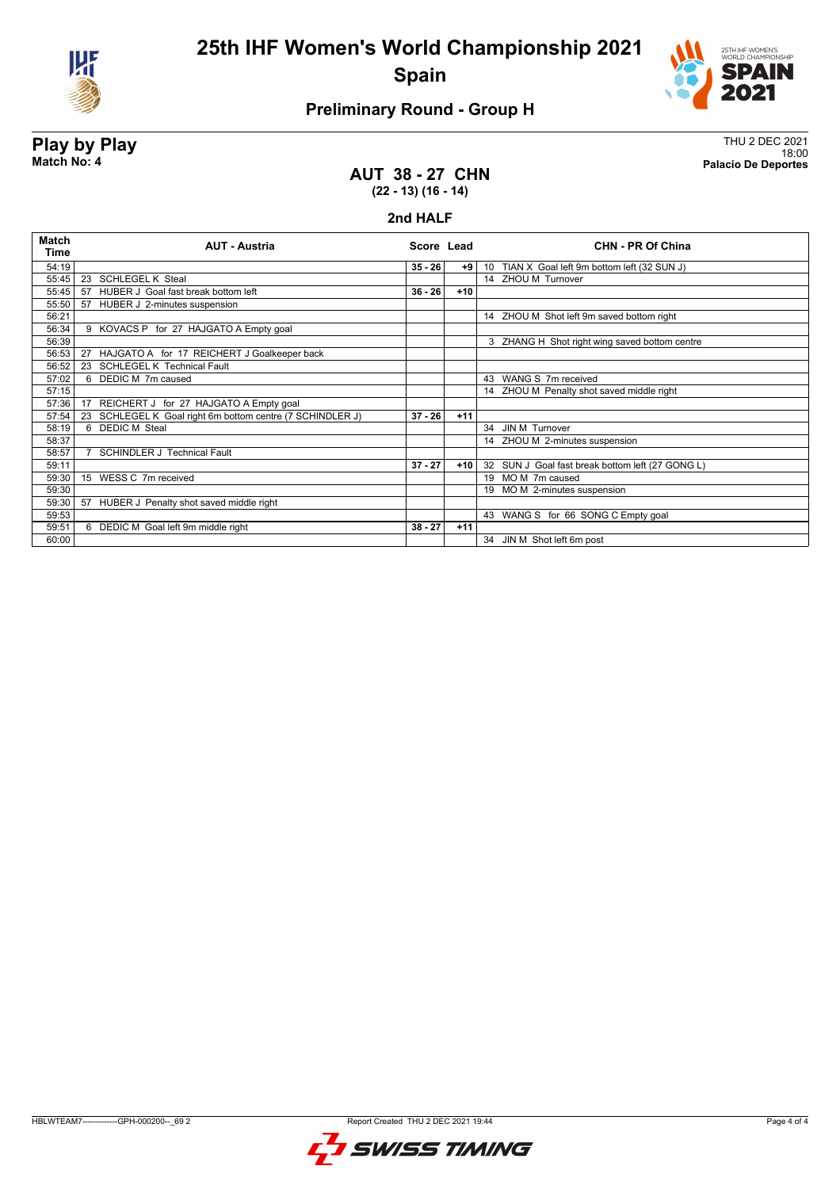# 25th IHF Women's World Championship 2021

**Spain**

## Preliminary Round - Group H

**Play by Play**
**Match No: 4**

THU 2 DEC 2021
18:00
**Palacio De Deportes**

### AUT 38 - 27 CHN

**(22 - 13) (16 - 14)**

**2nd HALF**

| Match Time | AUT - Austria | Score | Lead | CHN - PR Of China |
|---|---|---|---|---|
| 54:19 | | 35 - 26 | +9 | 10 TIAN X Goal left 9m bottom left (32 SUN J) |
| 55:45 | 23 SCHLEGEL K Steal | | | 14 ZHOU M Turnover |
| 55:45 | 57 HUBER J Goal fast break bottom left | 36 - 26 | +10 | |
| 55:50 | 57 HUBER J 2-minutes suspension | | | |
| 56:21 | | | | 14 ZHOU M Shot left 9m saved bottom right |
| 56:34 | 9 KOVACS P for 27 HAJGATO A Empty goal | | | |
| 56:39 | | | | 3 ZHANG H Shot right wing saved bottom centre |
| 56:53 | 27 HAJGATO A for 17 REICHERT J Goalkeeper back | | | |
| 56:52 | 23 SCHLEGEL K Technical Fault | | | |
| 57:02 | 6 DEDIC M 7m caused | | | 43 WANG S 7m received |
| 57:15 | | | | 14 ZHOU M Penalty shot saved middle right |
| 57:36 | 17 REICHERT J for 27 HAJGATO A Empty goal | | | |
| 57:54 | 23 SCHLEGEL K Goal right 6m bottom centre (7 SCHINDLER J) | 37 - 26 | +11 | |
| 58:19 | 6 DEDIC M Steal | | | 34 JIN M Turnover |
| 58:37 | | | | 14 ZHOU M 2-minutes suspension |
| 58:57 | 7 SCHINDLER J Technical Fault | | | |
| 59:11 | | 37 - 27 | +10 | 32 SUN J Goal fast break bottom left (27 GONG L) |
| 59:30 | 15 WESS C 7m received | | | 19 MO M 7m caused |
| 59:30 | | | | 19 MO M 2-minutes suspension |
| 59:30 | 57 HUBER J Penalty shot saved middle right | | | |
| 59:53 | | | | 43 WANG S for 66 SONG C Empty goal |
| 59:51 | 6 DEDIC M Goal left 9m middle right | 38 - 27 | +11 | |
| 60:00 | | | | 34 JIN M Shot left 6m post |

HBLWTEAM7--------------GPH-000200--_69 2    Report Created THU 2 DEC 2021 19:44